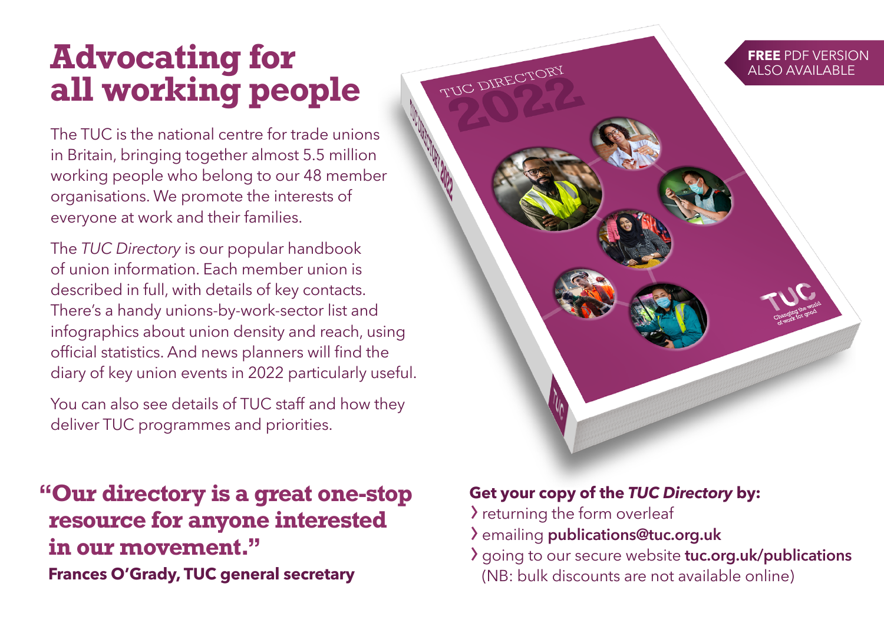# Advocating for all working people

The TUC is the national centre for trade unions in Britain, bringing together almost 5.5 million working people who belong to our 48 member organisations. We promote the interests of everyone at work and their families.

The *TUC Directory* is our popular handbook of union information. Each member union is described in full, with details of key contacts. There's a handy unions-by-work-sector list and infographics about union density and reach, using official statistics. And news planners will find the diary of key union events in 2022 particularly useful.

You can also see details of TUC staff and how they deliver TUC programmes and priorities.

**FREE** PDF VERSION ALSO AVAILABLE

## "Our directory is a great one-stop resource for anyone interested in our movement."

**Frances O'Grady, TUC general secretary**

**Get your copy of the *TUC Directory* by:**

- returning the form overleaf
- emailing **publications@tuc.org.uk**
- going to our secure website **tuc.org.uk/publications** (NB: bulk discounts are not available online)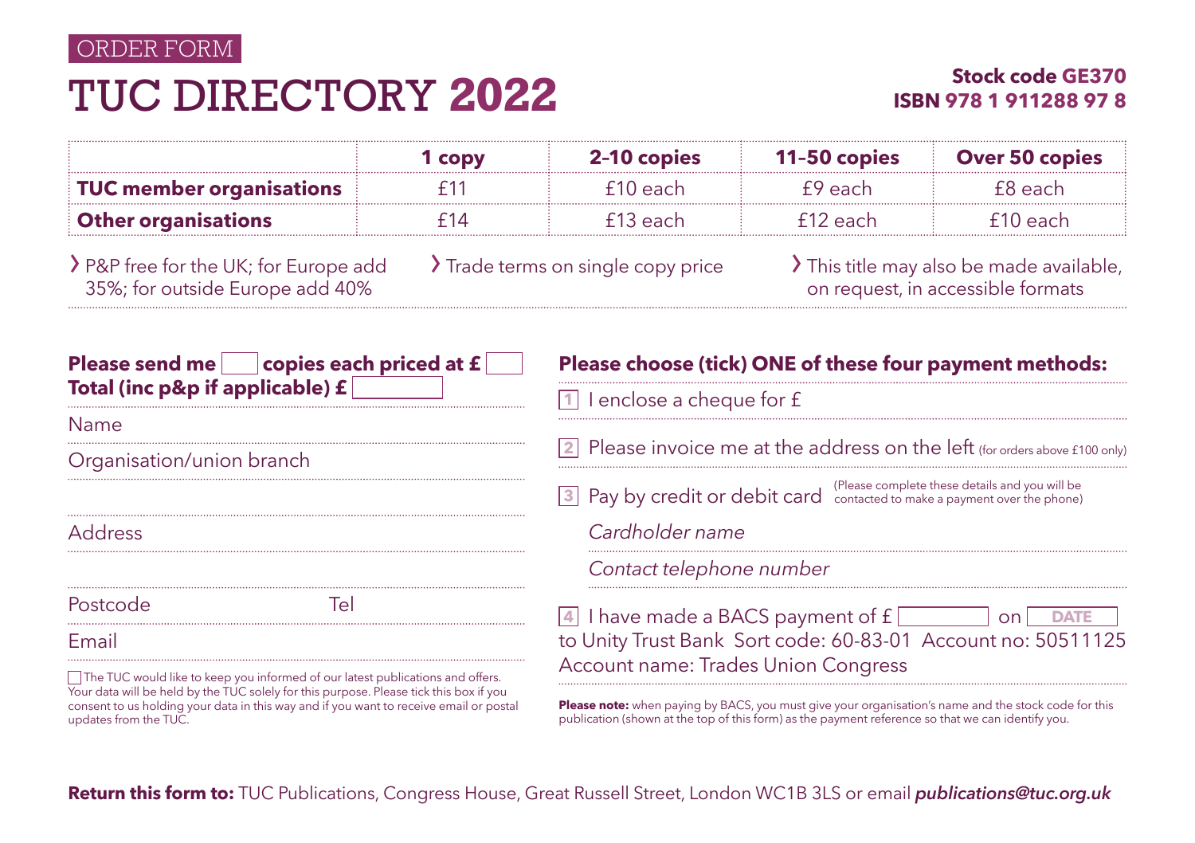ORDER FORM

# TUC DIRECTORY **2022**

**Stock code GE370**
**ISBN 978 1 911288 97 8**

| | 1 copy | 2-10 copies | 11-50 copies | Over 50 copies |
|---|---|---|---|---|
| **TUC member organisations** | £11 | £10 each | £9 each | £8 each |
| **Other organisations** | £14 | £13 each | £12 each | £10 each |

- P&P free for the UK; for Europe add 35%; for outside Europe add 40%
- Trade terms on single copy price
- This title may also be made available, on request, in accessible formats

**Please send me** ☐ **copies each priced at £** ☐
**Total (inc p&p if applicable) £** ☐

Name

Organisation/union branch

Address

Postcode Tel

Email

☐ The TUC would like to keep you informed of our latest publications and offers. Your data will be held by the TUC solely for this purpose. Please tick this box if you consent to us holding your data in this way and if you want to receive email or postal updates from the TUC.

**Please choose (tick) ONE of these four payment methods:**

1. I enclose a cheque for £
2. Please invoice me at the address on the left (for orders above £100 only)
3. Pay by credit or debit card (Please complete these details and you will be contacted to make a payment over the phone)

   *Cardholder name*

   *Contact telephone number*

4. I have made a BACS payment of £ ☐ on DATE to Unity Trust Bank Sort code: 60-83-01 Account no: 50511125 Account name: Trades Union Congress

**Please note:** when paying by BACS, you must give your organisation's name and the stock code for this publication (shown at the top of this form) as the payment reference so that we can identify you.

**Return this form to:** TUC Publications, Congress House, Great Russell Street, London WC1B 3LS or email ***publications@tuc.org.uk***